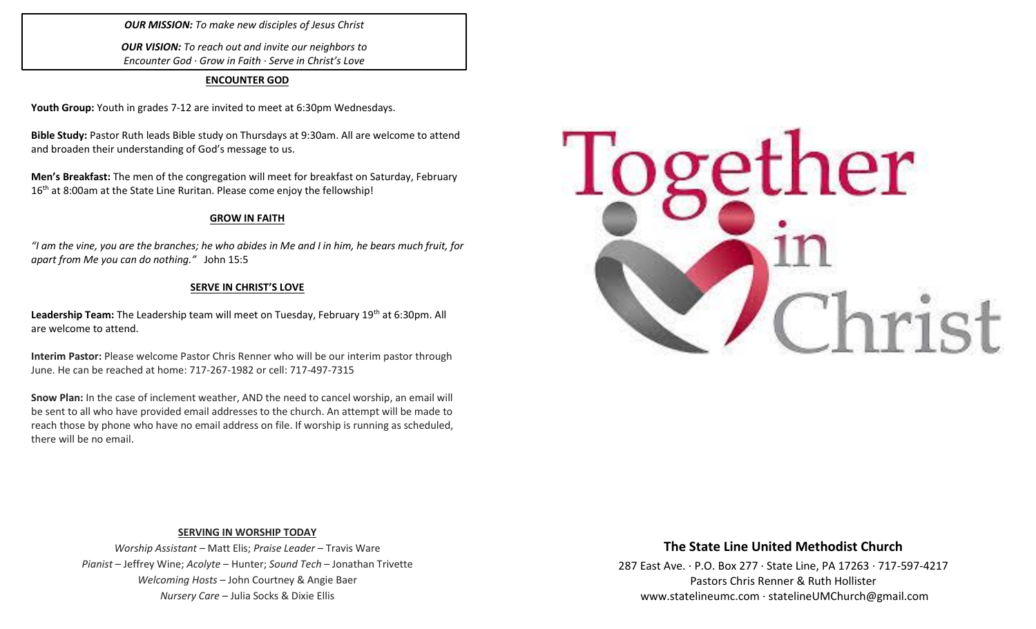***OUR MISSION:*** *To make new disciples of Jesus Christ*

***OUR VISION:*** *To reach out and invite our neighbors to Encounter God · Grow in Faith · Serve in Christ's Love*

## ENCOUNTER GOD

**Youth Group:** Youth in grades 7-12 are invited to meet at 6:30pm Wednesdays.

**Bible Study:** Pastor Ruth leads Bible study on Thursdays at 9:30am. All are welcome to attend and broaden their understanding of God's message to us.

**Men's Breakfast:** The men of the congregation will meet for breakfast on Saturday, February 16th at 8:00am at the State Line Ruritan. Please come enjoy the fellowship!

## GROW IN FAITH

*"I am the vine, you are the branches; he who abides in Me and I in him, he bears much fruit, for apart from Me you can do nothing."* John 15:5

## SERVE IN CHRIST'S LOVE

**Leadership Team:** The Leadership team will meet on Tuesday, February 19th at 6:30pm. All are welcome to attend.

**Interim Pastor:** Please welcome Pastor Chris Renner who will be our interim pastor through June. He can be reached at home: 717-267-1982 or cell: 717-497-7315

**Snow Plan:** In the case of inclement weather, AND the need to cancel worship, an email will be sent to all who have provided email addresses to the church. An attempt will be made to reach those by phone who have no email address on file. If worship is running as scheduled, there will be no email.

## SERVING IN WORSHIP TODAY

*Worship Assistant* – Matt Elis; *Praise Leader* – Travis Ware
*Pianist* – Jeffrey Wine; *Acolyte* – Hunter; *Sound Tech* – Jonathan Trivette
*Welcoming Hosts* – John Courtney & Angie Baer
*Nursery Care* – Julia Socks & Dixie Ellis

# Together in Christ

## The State Line United Methodist Church

287 East Ave. · P.O. Box 277 · State Line, PA 17263 · 717-597-4217
Pastors Chris Renner & Ruth Hollister
www.statelineumc.com · statelineUMChurch@gmail.com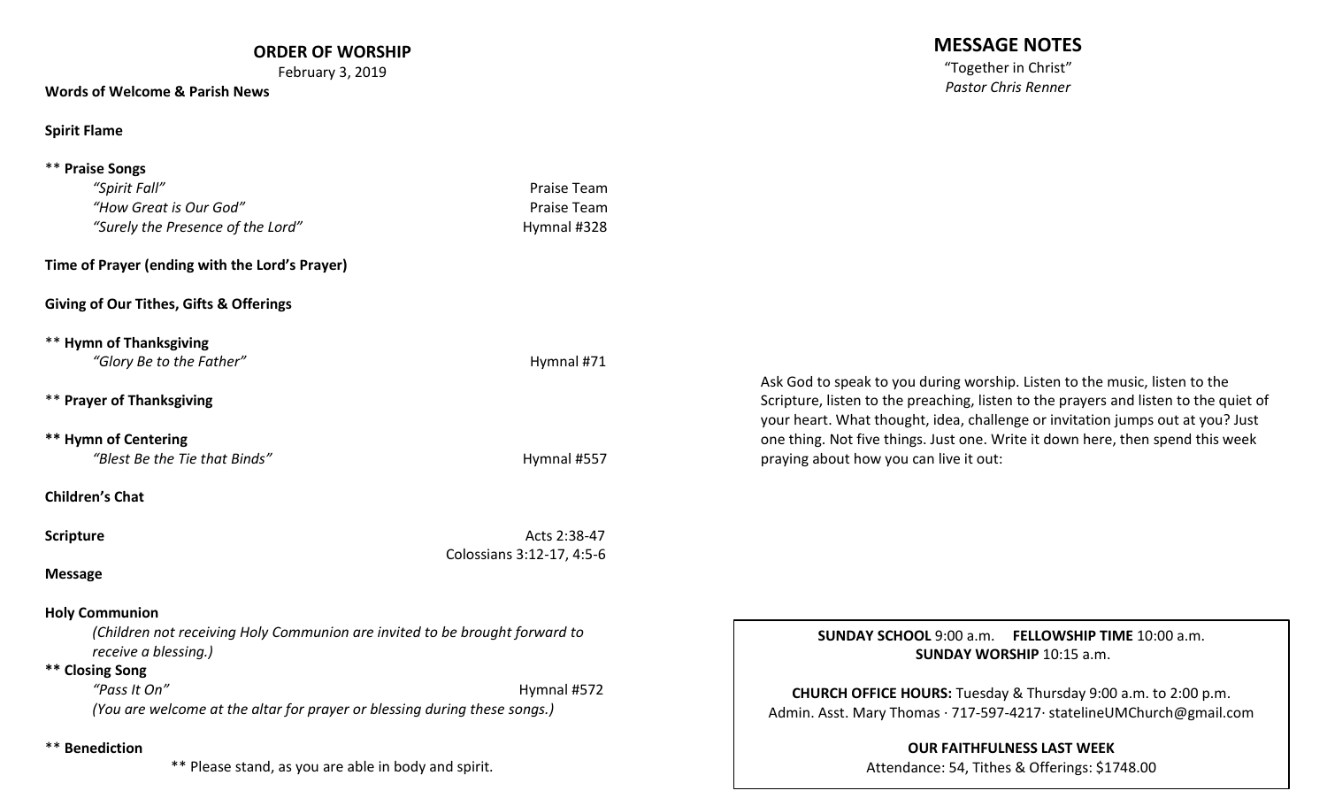## ORDER OF WORSHIP

February 3, 2019

**Words of Welcome & Parish News**

**Spirit Flame**

** **Praise Songs**

*"Spirit Fall"* Praise Team
*"How Great is Our God"* Praise Team
*"Surely the Presence of the Lord"* Hymnal #328

**Time of Prayer (ending with the Lord's Prayer)**

**Giving of Our Tithes, Gifts & Offerings**

** **Hymn of Thanksgiving**

*"Glory Be to the Father"* Hymnal #71

** **Prayer of Thanksgiving**

** **Hymn of Centering**

*"Blest Be the Tie that Binds"* Hymnal #557

**Children's Chat**

**Scripture** Acts 2:38-47
Colossians 3:12-17, 4:5-6

**Message**

**Holy Communion**

*(Children not receiving Holy Communion are invited to be brought forward to receive a blessing.)*

** **Closing Song**

*"Pass It On"* Hymnal #572
*(You are welcome at the altar for prayer or blessing during these songs.)*

** **Benediction**

** Please stand, as you are able in body and spirit.

## MESSAGE NOTES

"Together in Christ"
*Pastor Chris Renner*

Ask God to speak to you during worship. Listen to the music, listen to the Scripture, listen to the preaching, listen to the prayers and listen to the quiet of your heart. What thought, idea, challenge or invitation jumps out at you? Just one thing. Not five things. Just one. Write it down here, then spend this week praying about how you can live it out:

**SUNDAY SCHOOL** 9:00 a.m. **FELLOWSHIP TIME** 10:00 a.m.
**SUNDAY WORSHIP** 10:15 a.m.

**CHURCH OFFICE HOURS:** Tuesday & Thursday 9:00 a.m. to 2:00 p.m.
Admin. Asst. Mary Thomas · 717-597-4217· statelineUMChurch@gmail.com

**OUR FAITHFULNESS LAST WEEK**
Attendance: 54, Tithes & Offerings: $1748.00